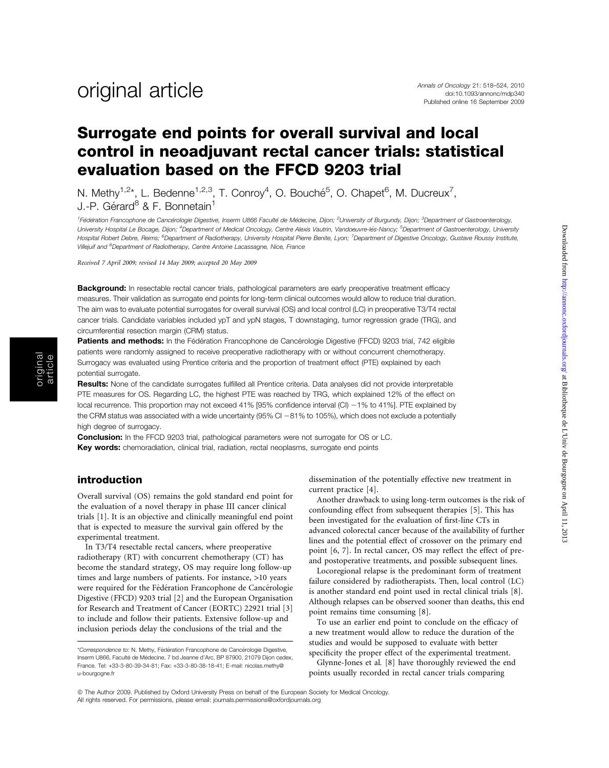original article

# Surrogate end points for overall survival and local control in neoadjuvant rectal cancer trials: statistical evaluation based on the FFCD 9203 trial

N. Methy[1,2]*, L. Bedenne[1,2,3], T. Conroy[4], O. Bouché[5], O. Chapet[6], M. Ducreux[7], J.-P. Gérard[8] & F. Bonnetain[1]

[1]Fédération Francophone de Cancérologie Digestive, Inserm U866 Faculté de Médecine, Dijon; [2]University of Burgundy, Dijon; [3]Department of Gastroenterology, University Hospital Le Bocage, Dijon; [4]Department of Medical Oncology, Centre Alexis Vautrin, Vandoeuvre-lès-Nancy; [5]Department of Gastroenterology, University Hospital Robert Debre, Reims; [6]Department of Radiotherapy, University Hospital Pierre Benite, Lyon; [7]Department of Digestive Oncology, Gustave Roussy Institute, Villejuif and [8]Department of Radiotherapy, Centre Antoine Lacassagne, Nice, France

*Received 7 April 2009; revised 14 May 2009; accepted 20 May 2009*

**Background:** In resectable rectal cancer trials, pathological parameters are early preoperative treatment efficacy measures. Their validation as surrogate end points for long-term clinical outcomes would allow to reduce trial duration. The aim was to evaluate potential surrogates for overall survival (OS) and local control (LC) in preoperative T3/T4 rectal cancer trials. Candidate variables included ypT and ypN stages, T downstaging, tumor regression grade (TRG), and circumferential resection margin (CRM) status.

**Patients and methods:** In the Fédération Francophone de Cancérologie Digestive (FFCD) 9203 trial, 742 eligible patients were randomly assigned to receive preoperative radiotherapy with or without concurrent chemotherapy. Surrogacy was evaluated using Prentice criteria and the proportion of treatment effect (PTE) explained by each potential surrogate.

**Results:** None of the candidate surrogates fulfilled all Prentice criteria. Data analyses did not provide interpretable PTE measures for OS. Regarding LC, the highest PTE was reached by TRG, which explained 12% of the effect on local recurrence. This proportion may not exceed 41% [95% confidence interval (CI) −1% to 41%]. PTE explained by the CRM status was associated with a wide uncertainty (95% CI −81% to 105%), which does not exclude a potentially high degree of surrogacy.

**Conclusion:** In the FFCD 9203 trial, pathological parameters were not surrogate for OS or LC.

**Key words:** chemoradiation, clinical trial, radiation, rectal neoplasms, surrogate end points

## introduction

Overall survival (OS) remains the gold standard end point for the evaluation of a novel therapy in phase III cancer clinical trials [1]. It is an objective and clinically meaningful end point that is expected to measure the survival gain offered by the experimental treatment.

In T3/T4 resectable rectal cancers, where preoperative radiotherapy (RT) with concurrent chemotherapy (CT) has become the standard strategy, OS may require long follow-up times and large numbers of patients. For instance, >10 years were required for the Fédération Francophone de Cancérologie Digestive (FFCD) 9203 trial [2] and the European Organisation for Research and Treatment of Cancer (EORTC) 22921 trial [3] to include and follow their patients. Extensive follow-up and inclusion periods delay the conclusions of the trial and the dissemination of the potentially effective new treatment in current practice [4].

Another drawback to using long-term outcomes is the risk of confounding effect from subsequent therapies [5]. This has been investigated for the evaluation of first-line CTs in advanced colorectal cancer because of the availability of further lines and the potential effect of crossover on the primary end point [6, 7]. In rectal cancer, OS may reflect the effect of pre- and postoperative treatments, and possible subsequent lines.

Locoregional relapse is the predominant form of treatment failure considered by radiotherapists. Then, local control (LC) is another standard end point used in rectal clinical trials [8]. Although relapses can be observed sooner than deaths, this end point remains time consuming [8].

To use an earlier end point to conclude on the efficacy of a new treatment would allow to reduce the duration of the studies and would be supposed to evaluate with better specificity the proper effect of the experimental treatment.

Glynne-Jones et al. [8] have thoroughly reviewed the end points usually recorded in rectal cancer trials comparing

*Correspondence to: N. Methy, Fédération Francophone de Cancérologie Digestive, Inserm U866, Faculté de Médecine, 7 bd Jeanne d'Arc, BP 87900, 21079 Dijon cedex, France. Tel: +33-3-80-39-34-81; Fax: +33-3-80-38-18-41; E-mail: nicolas.methy@u-bourgogne.fr

© The Author 2009. Published by Oxford University Press on behalf of the European Society for Medical Oncology. All rights reserved. For permissions, please email: journals.permissions@oxfordjournals.org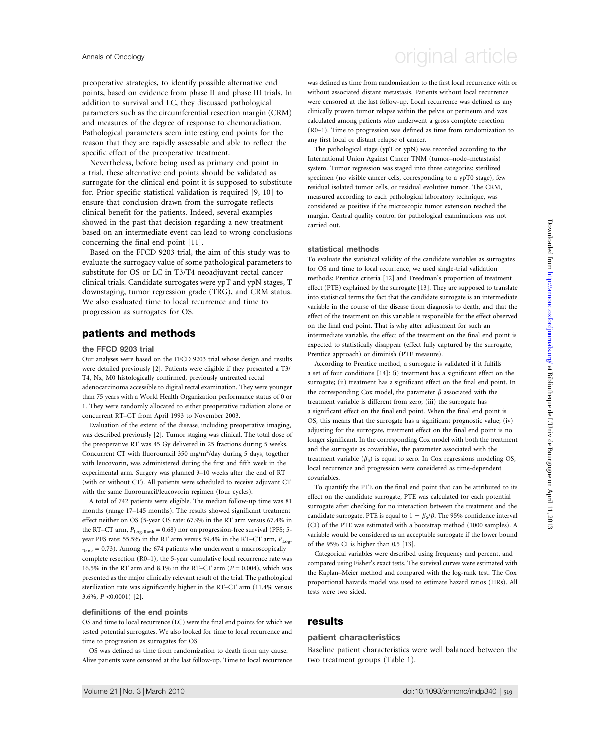preoperative strategies, to identify possible alternative end points, based on evidence from phase II and phase III trials. In addition to survival and LC, they discussed pathological parameters such as the circumferential resection margin (CRM) and measures of the degree of response to chemoradiation. Pathological parameters seem interesting end points for the reason that they are rapidly assessable and able to reflect the specific effect of the preoperative treatment.

Nevertheless, before being used as primary end point in a trial, these alternative end points should be validated as surrogate for the clinical end point it is supposed to substitute for. Prior specific statistical validation is required [9, 10] to ensure that conclusion drawn from the surrogate reflects clinical benefit for the patients. Indeed, several examples showed in the past that decision regarding a new treatment based on an intermediate event can lead to wrong conclusions concerning the final end point [11].

Based on the FFCD 9203 trial, the aim of this study was to evaluate the surrogacy value of some pathological parameters to substitute for OS or LC in T3/T4 neoadjuvant rectal cancer clinical trials. Candidate surrogates were ypT and ypN stages, T downstaging, tumor regression grade (TRG), and CRM status. We also evaluated time to local recurrence and time to progression as surrogates for OS.

## patients and methods

### the FFCD 9203 trial

Our analyses were based on the FFCD 9203 trial whose design and results were detailed previously [2]. Patients were eligible if they presented a T3/T4, Nx, M0 histologically confirmed, previously untreated rectal adenocarcinoma accessible to digital rectal examination. They were younger than 75 years with a World Health Organization performance status of 0 or 1. They were randomly allocated to either preoperative radiation alone or concurrent RT–CT from April 1993 to November 2003.

Evaluation of the extent of the disease, including preoperative imaging, was described previously [2]. Tumor staging was clinical. The total dose of the preoperative RT was 45 Gy delivered in 25 fractions during 5 weeks. Concurrent CT with fluorouracil 350 mg/m$^2$/day during 5 days, together with leucovorin, was administered during the first and fifth week in the experimental arm. Surgery was planned 3–10 weeks after the end of RT (with or without CT). All patients were scheduled to receive adjuvant CT with the same fluorouracil/leucovorin regimen (four cycles).

A total of 742 patients were eligible. The median follow-up time was 81 months (range 17–145 months). The results showed significant treatment effect neither on OS (5-year OS rate: 67.9% in the RT arm versus 67.4% in the RT–CT arm, $P_{\text{Log-Rank}} = 0.68$) nor on progression-free survival (PFS; 5-year PFS rate: 55.5% in the RT arm versus 59.4% in the RT–CT arm, $P_{\text{Log-Rank}} = 0.73$). Among the 674 patients who underwent a macroscopically complete resection (R0–1), the 5-year cumulative local recurrence rate was 16.5% in the RT arm and 8.1% in the RT–CT arm ($P = 0.004$), which was presented as the major clinically relevant result of the trial. The pathological sterilization rate was significantly higher in the RT–CT arm (11.4% versus 3.6%, $P < 0.0001$) [2].

### definitions of the end points

OS and time to local recurrence (LC) were the final end points for which we tested potential surrogates. We also looked for time to local recurrence and time to progression as surrogates for OS.

OS was defined as time from randomization to death from any cause. Alive patients were censored at the last follow-up. Time to local recurrence was defined as time from randomization to the first local recurrence with or without associated distant metastasis. Patients without local recurrence were censored at the last follow-up. Local recurrence was defined as any clinically proven tumor relapse within the pelvis or perineum and was calculated among patients who underwent a gross complete resection (R0–1). Time to progression was defined as time from randomization to any first local or distant relapse of cancer.

The pathological stage (ypT or ypN) was recorded according to the International Union Against Cancer TNM (tumor–node–metastasis) system. Tumor regression was staged into three categories: sterilized specimen (no visible cancer cells, corresponding to a ypT0 stage), few residual isolated tumor cells, or residual evolutive tumor. The CRM, measured according to each pathological laboratory technique, was considered as positive if the microscopic tumor extension reached the margin. Central quality control for pathological examinations was not carried out.

### statistical methods

To evaluate the statistical validity of the candidate variables as surrogates for OS and time to local recurrence, we used single-trial validation methods: Prentice criteria [12] and Freedman's proportion of treatment effect (PTE) explained by the surrogate [13]. They are supposed to translate into statistical terms the fact that the candidate surrogate is an intermediate variable in the course of the disease from diagnosis to death, and that the effect of the treatment on this variable is responsible for the effect observed on the final end point. That is why after adjustment for such an intermediate variable, the effect of the treatment on the final end point is expected to statistically disappear (effect fully captured by the surrogate, Prentice approach) or diminish (PTE measure).

According to Prentice method, a surrogate is validated if it fulfills a set of four conditions [14]: (i) treatment has a significant effect on the surrogate; (ii) treatment has a significant effect on the final end point. In the corresponding Cox model, the parameter $\beta$ associated with the treatment variable is different from zero; (iii) the surrogate has a significant effect on the final end point. When the final end point is OS, this means that the surrogate has a significant prognostic value; (iv) adjusting for the surrogate, treatment effect on the final end point is no longer significant. In the corresponding Cox model with both the treatment and the surrogate as covariables, the parameter associated with the treatment variable ($\beta_S$) is equal to zero. In Cox regressions modeling OS, local recurrence and progression were considered as time-dependent covariables.

To quantify the PTE on the final end point that can be attributed to its effect on the candidate surrogate, PTE was calculated for each potential surrogate after checking for no interaction between the treatment and the candidate surrogate. PTE is equal to $1 - \beta_S/\beta$. The 95% confidence interval (CI) of the PTE was estimated with a bootstrap method (1000 samples). A variable would be considered as an acceptable surrogate if the lower bound of the 95% CI is higher than 0.5 [13].

Categorical variables were described using frequency and percent, and compared using Fisher's exact tests. The survival curves were estimated with the Kaplan–Meier method and compared with the log-rank test. The Cox proportional hazards model was used to estimate hazard ratios (HRs). All tests were two sided.

## results

### patient characteristics

Baseline patient characteristics were well balanced between the two treatment groups (Table 1).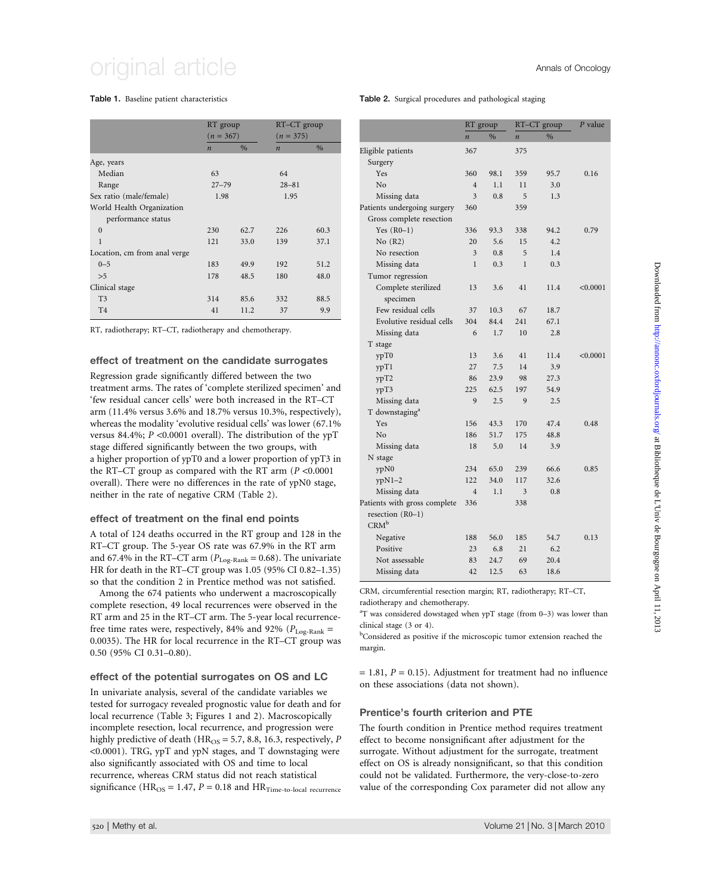**Table 1.** Baseline patient characteristics

| | RT group ($n$ = 367) | | RT–CT group ($n$ = 375) | |
|---|---|---|---|---|
| | $n$ | % | $n$ | % |
| Age, years | | | | |
| Median | 63 | | 64 | |
| Range | 27–79 | | 28–81 | |
| Sex ratio (male/female) | 1.98 | | 1.95 | |
| World Health Organization performance status | | | | |
| 0 | 230 | 62.7 | 226 | 60.3 |
| 1 | 121 | 33.0 | 139 | 37.1 |
| Location, cm from anal verge | | | | |
| 0–5 | 183 | 49.9 | 192 | 51.2 |
| >5 | 178 | 48.5 | 180 | 48.0 |
| Clinical stage | | | | |
| T3 | 314 | 85.6 | 332 | 88.5 |
| T4 | 41 | 11.2 | 37 | 9.9 |

RT, radiotherapy; RT–CT, radiotherapy and chemotherapy.

### effect of treatment on the candidate surrogates

Regression grade significantly differed between the two treatment arms. The rates of 'complete sterilized specimen' and 'few residual cancer cells' were both increased in the RT–CT arm (11.4% versus 3.6% and 18.7% versus 10.3%, respectively), whereas the modality 'evolutive residual cells' was lower (67.1% versus 84.4%; $P$ <0.0001 overall). The distribution of the ypT stage differed significantly between the two groups, with a higher proportion of ypT0 and a lower proportion of ypT3 in the RT–CT group as compared with the RT arm ($P$ <0.0001 overall). There were no differences in the rate of ypN0 stage, neither in the rate of negative CRM (Table 2).

### effect of treatment on the final end points

A total of 124 deaths occurred in the RT group and 128 in the RT–CT group. The 5-year OS rate was 67.9% in the RT arm and 67.4% in the RT–CT arm ($P_{\text{Log-Rank}}$ = 0.68). The univariate HR for death in the RT–CT group was 1.05 (95% CI 0.82–1.35) so that the condition 2 in Prentice method was not satisfied.

Among the 674 patients who underwent a macroscopically complete resection, 49 local recurrences were observed in the RT arm and 25 in the RT–CT arm. The 5-year local recurrence-free time rates were, respectively, 84% and 92% ($P_{\text{Log-Rank}}$ = 0.0035). The HR for local recurrence in the RT–CT group was 0.50 (95% CI 0.31–0.80).

### effect of the potential surrogates on OS and LC

In univariate analysis, several of the candidate variables we tested for surrogacy revealed prognostic value for death and for local recurrence (Table 3; Figures 1 and 2). Macroscopically incomplete resection, local recurrence, and progression were highly predictive of death ($HR_{OS}$ = 5.7, 8.8, 16.3, respectively, $P$ <0.0001). TRG, ypT and ypN stages, and T downstaging were also significantly associated with OS and time to local recurrence, whereas CRM status did not reach statistical significance ($HR_{OS}$ = 1.47, $P$ = 0.18 and $HR_{\text{Time-to-local recurrence}}$ = 1.81, $P$ = 0.15). Adjustment for treatment had no influence on these associations (data not shown).

**Table 2.** Surgical procedures and pathological staging

| | RT group | | RT–CT group | | P value |
|---|---|---|---|---|---|
| | $n$ | % | $n$ | % | |
| Eligible patients | 367 | | 375 | | |
| Surgery | | | | | |
| Yes | 360 | 98.1 | 359 | 95.7 | 0.16 |
| No | 4 | 1.1 | 11 | 3.0 | |
| Missing data | 3 | 0.8 | 5 | 1.3 | |
| Patients undergoing surgery | 360 | | 359 | | |
| Gross complete resection | | | | | |
| Yes (R0–1) | 336 | 93.3 | 338 | 94.2 | 0.79 |
| No (R2) | 20 | 5.6 | 15 | 4.2 | |
| No resection | 3 | 0.8 | 5 | 1.4 | |
| Missing data | 1 | 0.3 | 1 | 0.3 | |
| Tumor regression | | | | | |
| Complete sterilized specimen | 13 | 3.6 | 41 | 11.4 | <0.0001 |
| Few residual cells | 37 | 10.3 | 67 | 18.7 | |
| Evolutive residual cells | 304 | 84.4 | 241 | 67.1 | |
| Missing data | 6 | 1.7 | 10 | 2.8 | |
| T stage | | | | | |
| ypT0 | 13 | 3.6 | 41 | 11.4 | <0.0001 |
| ypT1 | 27 | 7.5 | 14 | 3.9 | |
| ypT2 | 86 | 23.9 | 98 | 27.3 | |
| ypT3 | 225 | 62.5 | 197 | 54.9 | |
| Missing data | 9 | 2.5 | 9 | 2.5 | |
| T downstaging[a] | | | | | |
| Yes | 156 | 43.3 | 170 | 47.4 | 0.48 |
| No | 186 | 51.7 | 175 | 48.8 | |
| Missing data | 18 | 5.0 | 14 | 3.9 | |
| N stage | | | | | |
| ypN0 | 234 | 65.0 | 239 | 66.6 | 0.85 |
| ypN1–2 | 122 | 34.0 | 117 | 32.6 | |
| Missing data | 4 | 1.1 | 3 | 0.8 | |
| Patients with gross complete resection (R0–1) | 336 | | 338 | | |
| CRM[b] | | | | | |
| Negative | 188 | 56.0 | 185 | 54.7 | 0.13 |
| Positive | 23 | 6.8 | 21 | 6.2 | |
| Not assessable | 83 | 24.7 | 69 | 20.4 | |
| Missing data | 42 | 12.5 | 63 | 18.6 | |

CRM, circumferential resection margin; RT, radiotherapy; RT–CT, radiotherapy and chemotherapy.

[a]T was considered dowstaged when ypT stage (from 0–3) was lower than clinical stage (3 or 4).

[b]Considered as positive if the microscopic tumor extension reached the margin.

### Prentice's fourth criterion and PTE

The fourth condition in Prentice method requires treatment effect to become nonsignificant after adjustment for the surrogate. Without adjustment for the surrogate, treatment effect on OS is already nonsignificant, so that this condition could not be validated. Furthermore, the very-close-to-zero value of the corresponding Cox parameter did not allow any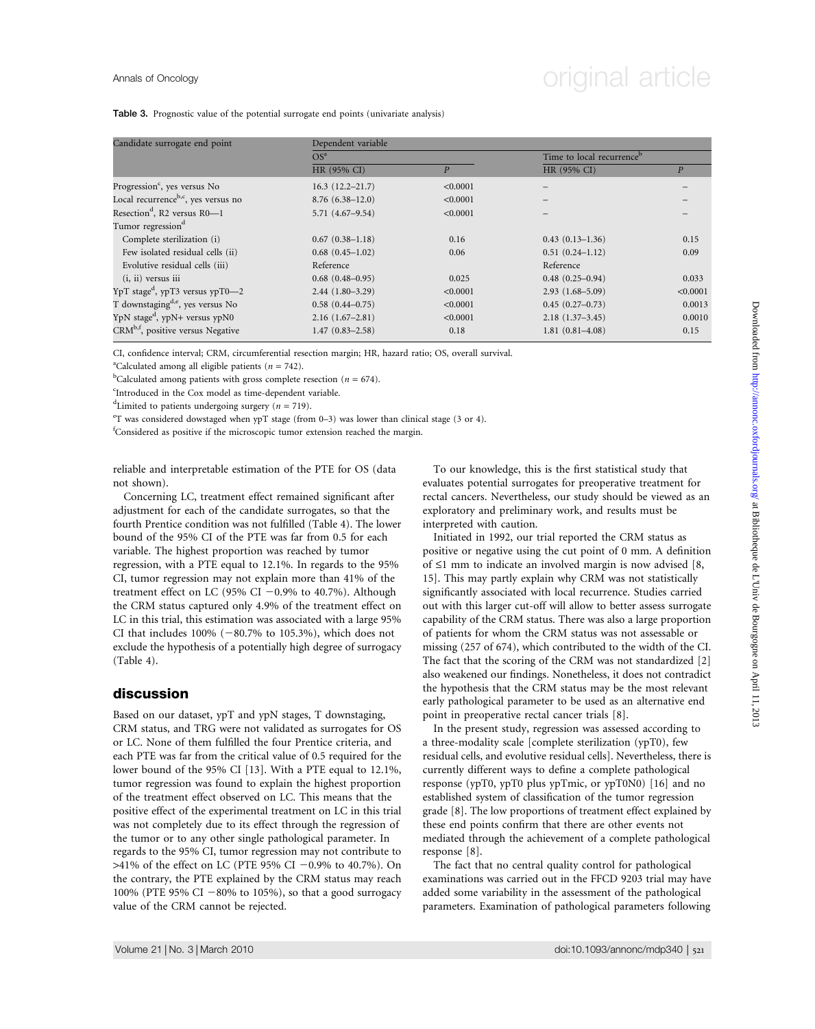**Table 3.** Prognostic value of the potential surrogate end points (univariate analysis)

| Candidate surrogate end point | Dependent variable | | | |
|---|---|---|---|---|
| | OS[a] | | Time to local recurrence[b] | |
| | HR (95% CI) | *P* | HR (95% CI) | *P* |
| Progression[c], yes versus No | 16.3 (12.2–21.7) | <0.0001 | – | – |
| Local recurrence[b,c], yes versus no | 8.76 (6.38–12.0) | <0.0001 | – | – |
| Resection[d], R2 versus R0—1 | 5.71 (4.67–9.54) | <0.0001 | – | – |
| Tumor regression[d] | | | | |
| Complete sterilization (i) | 0.67 (0.38–1.18) | 0.16 | 0.43 (0.13–1.36) | 0.15 |
| Few isolated residual cells (ii) | 0.68 (0.45–1.02) | 0.06 | 0.51 (0.24–1.12) | 0.09 |
| Evolutive residual cells (iii) | Reference | | Reference | |
| (i, ii) versus iii | 0.68 (0.48–0.95) | 0.025 | 0.48 (0.25–0.94) | 0.033 |
| YpT stage[d], ypT3 versus ypT0—2 | 2.44 (1.80–3.29) | <0.0001 | 2.93 (1.68–5.09) | <0.0001 |
| T downstaging[d,e], yes versus No | 0.58 (0.44–0.75) | <0.0001 | 0.45 (0.27–0.73) | 0.0013 |
| YpN stage[d], ypN+ versus ypN0 | 2.16 (1.67–2.81) | <0.0001 | 2.18 (1.37–3.45) | 0.0010 |
| CRM[b,f], positive versus Negative | 1.47 (0.83–2.58) | 0.18 | 1.81 (0.81–4.08) | 0.15 |

CI, confidence interval; CRM, circumferential resection margin; HR, hazard ratio; OS, overall survival.

[a]Calculated among all eligible patients ($n = 742$).

[b]Calculated among patients with gross complete resection ($n = 674$).

[c]Introduced in the Cox model as time-dependent variable.

[d]Limited to patients undergoing surgery ($n = 719$).

[e]T was considered dowstaged when ypT stage (from 0–3) was lower than clinical stage (3 or 4).

[f]Considered as positive if the microscopic tumor extension reached the margin.

reliable and interpretable estimation of the PTE for OS (data not shown).

Concerning LC, treatment effect remained significant after adjustment for each of the candidate surrogates, so that the fourth Prentice condition was not fulfilled (Table 4). The lower bound of the 95% CI of the PTE was far from 0.5 for each variable. The highest proportion was reached by tumor regression, with a PTE equal to 12.1%. In regards to the 95% CI, tumor regression may not explain more than 41% of the treatment effect on LC (95% CI −0.9% to 40.7%). Although the CRM status captured only 4.9% of the treatment effect on LC in this trial, this estimation was associated with a large 95% CI that includes 100% (−80.7% to 105.3%), which does not exclude the hypothesis of a potentially high degree of surrogacy (Table 4).

## discussion

Based on our dataset, ypT and ypN stages, T downstaging, CRM status, and TRG were not validated as surrogates for OS or LC. None of them fulfilled the four Prentice criteria, and each PTE was far from the critical value of 0.5 required for the lower bound of the 95% CI [13]. With a PTE equal to 12.1%, tumor regression was found to explain the highest proportion of the treatment effect observed on LC. This means that the positive effect of the experimental treatment on LC in this trial was not completely due to its effect through the regression of the tumor or to any other single pathological parameter. In regards to the 95% CI, tumor regression may not contribute to >41% of the effect on LC (PTE 95% CI −0.9% to 40.7%). On the contrary, the PTE explained by the CRM status may reach 100% (PTE 95% CI −80% to 105%), so that a good surrogacy value of the CRM cannot be rejected.

To our knowledge, this is the first statistical study that evaluates potential surrogates for preoperative treatment for rectal cancers. Nevertheless, our study should be viewed as an exploratory and preliminary work, and results must be interpreted with caution.

Initiated in 1992, our trial reported the CRM status as positive or negative using the cut point of 0 mm. A definition of ≤1 mm to indicate an involved margin is now advised [8, 15]. This may partly explain why CRM was not statistically significantly associated with local recurrence. Studies carried out with this larger cut-off will allow to better assess surrogate capability of the CRM status. There was also a large proportion of patients for whom the CRM status was not assessable or missing (257 of 674), which contributed to the width of the CI. The fact that the scoring of the CRM was not standardized [2] also weakened our findings. Nonetheless, it does not contradict the hypothesis that the CRM status may be the most relevant early pathological parameter to be used as an alternative end point in preoperative rectal cancer trials [8].

In the present study, regression was assessed according to a three-modality scale [complete sterilization (ypT0), few residual cells, and evolutive residual cells]. Nevertheless, there is currently different ways to define a complete pathological response (ypT0, ypT0 plus ypTmic, or ypT0N0) [16] and no established system of classification of the tumor regression grade [8]. The low proportions of treatment effect explained by these end points confirm that there are other events not mediated through the achievement of a complete pathological response [8].

The fact that no central quality control for pathological examinations was carried out in the FFCD 9203 trial may have added some variability in the assessment of the pathological parameters. Examination of pathological parameters following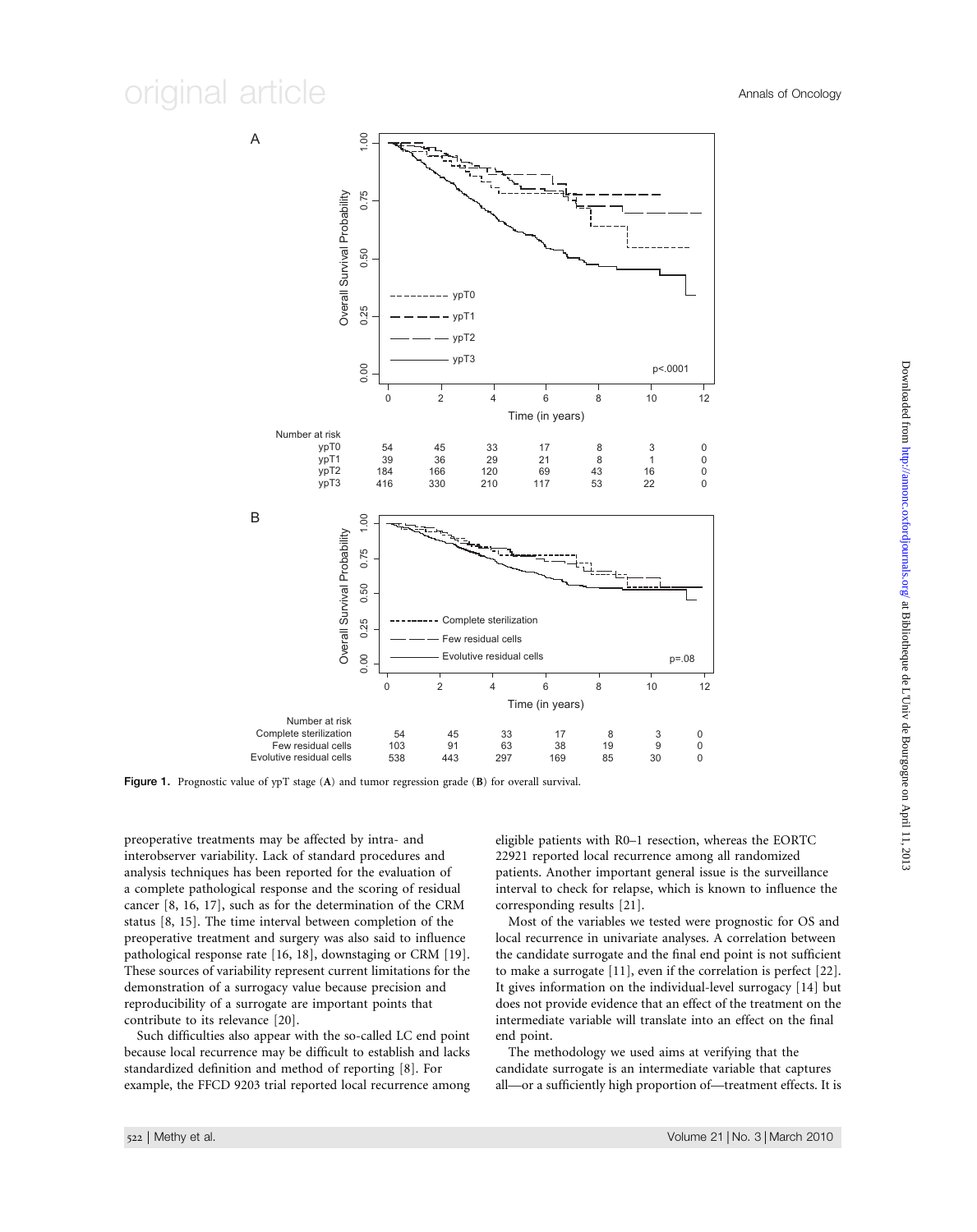Figure 1. Prognostic value of ypT stage (A) and tumor regression grade (B) for overall survival.

preoperative treatments may be affected by intra- and interobserver variability. Lack of standard procedures and analysis techniques has been reported for the evaluation of a complete pathological response and the scoring of residual cancer [8, 16, 17], such as for the determination of the CRM status [8, 15]. The time interval between completion of the preoperative treatment and surgery was also said to influence pathological response rate [16, 18], downstaging or CRM [19]. These sources of variability represent current limitations for the demonstration of a surrogacy value because precision and reproducibility of a surrogate are important points that contribute to its relevance [20].

Such difficulties also appear with the so-called LC end point because local recurrence may be difficult to establish and lacks standardized definition and method of reporting [8]. For example, the FFCD 9203 trial reported local recurrence among eligible patients with R0–1 resection, whereas the EORTC 22921 reported local recurrence among all randomized patients. Another important general issue is the surveillance interval to check for relapse, which is known to influence the corresponding results [21].

Most of the variables we tested were prognostic for OS and local recurrence in univariate analyses. A correlation between the candidate surrogate and the final end point is not sufficient to make a surrogate [11], even if the correlation is perfect [22]. It gives information on the individual-level surrogacy [14] but does not provide evidence that an effect of the treatment on the intermediate variable will translate into an effect on the final end point.

The methodology we used aims at verifying that the candidate surrogate is an intermediate variable that captures all—or a sufficiently high proportion of—treatment effects. It is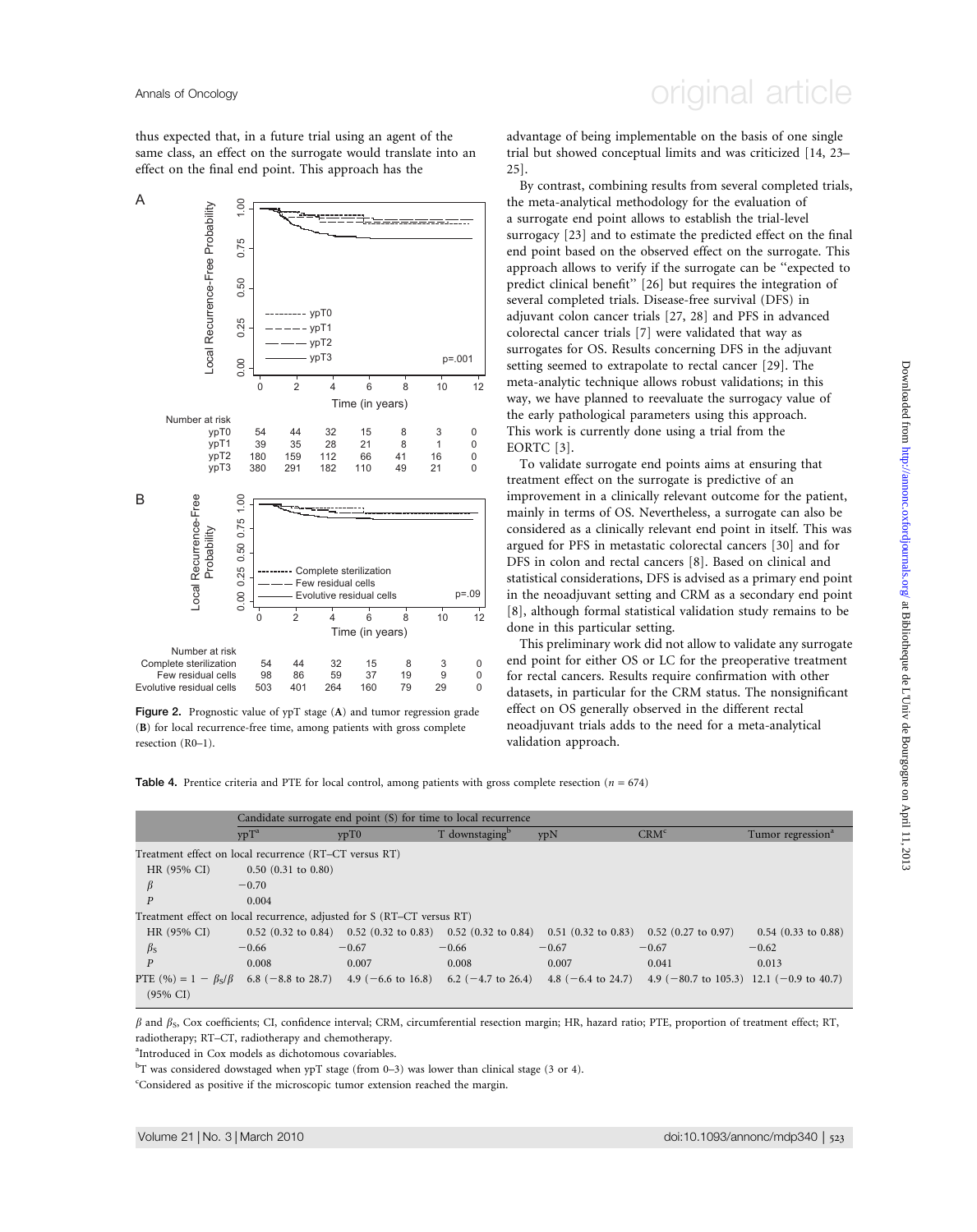thus expected that, in a future trial using an agent of the same class, an effect on the surrogate would translate into an effect on the final end point. This approach has the advantage of being implementable on the basis of one single trial but showed conceptual limits and was criticized [14, 23–25].

Figure 2. Prognostic value of ypT stage (A) and tumor regression grade (B) for local recurrence-free time, among patients with gross complete resection (R0–1).

By contrast, combining results from several completed trials, the meta-analytical methodology for the evaluation of a surrogate end point allows to establish the trial-level surrogacy [23] and to estimate the predicted effect on the final end point based on the observed effect on the surrogate. This approach allows to verify if the surrogate can be "expected to predict clinical benefit" [26] but requires the integration of several completed trials. Disease-free survival (DFS) in adjuvant colon cancer trials [27, 28] and PFS in advanced colorectal cancer trials [7] were validated that way as surrogates for OS. Results concerning DFS in the adjuvant setting seemed to extrapolate to rectal cancer [29]. The meta-analytic technique allows robust validations; in this way, we have planned to reevaluate the surrogacy value of the early pathological parameters using this approach. This work is currently done using a trial from the EORTC [3].

To validate surrogate end points aims at ensuring that treatment effect on the surrogate is predictive of an improvement in a clinically relevant outcome for the patient, mainly in terms of OS. Nevertheless, a surrogate can also be considered as a clinically relevant end point in itself. This was argued for PFS in metastatic colorectal cancers [30] and for DFS in colon and rectal cancers [8]. Based on clinical and statistical considerations, DFS is advised as a primary end point in the neoadjuvant setting and CRM as a secondary end point [8], although formal statistical validation study remains to be done in this particular setting.

This preliminary work did not allow to validate any surrogate end point for either OS or LC for the preoperative treatment for rectal cancers. Results require confirmation with other datasets, in particular for the CRM status. The nonsignificant effect on OS generally observed in the different rectal neoadjuvant trials adds to the need for a meta-analytical validation approach.

**Table 4.** Prentice criteria and PTE for local control, among patients with gross complete resection ($n$ = 674)

| | Candidate surrogate end point (S) for time to local recurrence | | | | | |
|---|---|---|---|---|---|---|
| | ypT[a] | ypT0 | T downstaging[b] | ypN | CRM[c] | Tumor regression[a] |
| Treatment effect on local recurrence (RT–CT versus RT) | | | | | | |
| HR (95% CI) | 0.50 (0.31 to 0.80) | | | | | |
| $\beta$ | −0.70 | | | | | |
| $P$ | 0.004 | | | | | |
| Treatment effect on local recurrence, adjusted for S (RT–CT versus RT) | | | | | | |
| HR (95% CI) | 0.52 (0.32 to 0.84) | 0.52 (0.32 to 0.83) | 0.52 (0.32 to 0.84) | 0.51 (0.32 to 0.83) | 0.52 (0.27 to 0.97) | 0.54 (0.33 to 0.88) |
| $\beta_S$ | −0.66 | −0.67 | −0.66 | −0.67 | −0.67 | −0.62 |
| $P$ | 0.008 | 0.007 | 0.008 | 0.007 | 0.041 | 0.013 |
| PTE (%) = $1 - \beta_S/\beta$ (95% CI) | 6.8 (−8.8 to 28.7) | 4.9 (−6.6 to 16.8) | 6.2 (−4.7 to 26.4) | 4.8 (−6.4 to 24.7) | 4.9 (−80.7 to 105.3) | 12.1 (−0.9 to 40.7) |

$\beta$ and $\beta_S$, Cox coefficients; CI, confidence interval; CRM, circumferential resection margin; HR, hazard ratio; PTE, proportion of treatment effect; RT, radiotherapy; RT–CT, radiotherapy and chemotherapy.

[a]Introduced in Cox models as dichotomous covariables.

[b]T was considered dowstaged when ypT stage (from 0–3) was lower than clinical stage (3 or 4).

[c]Considered as positive if the microscopic tumor extension reached the margin.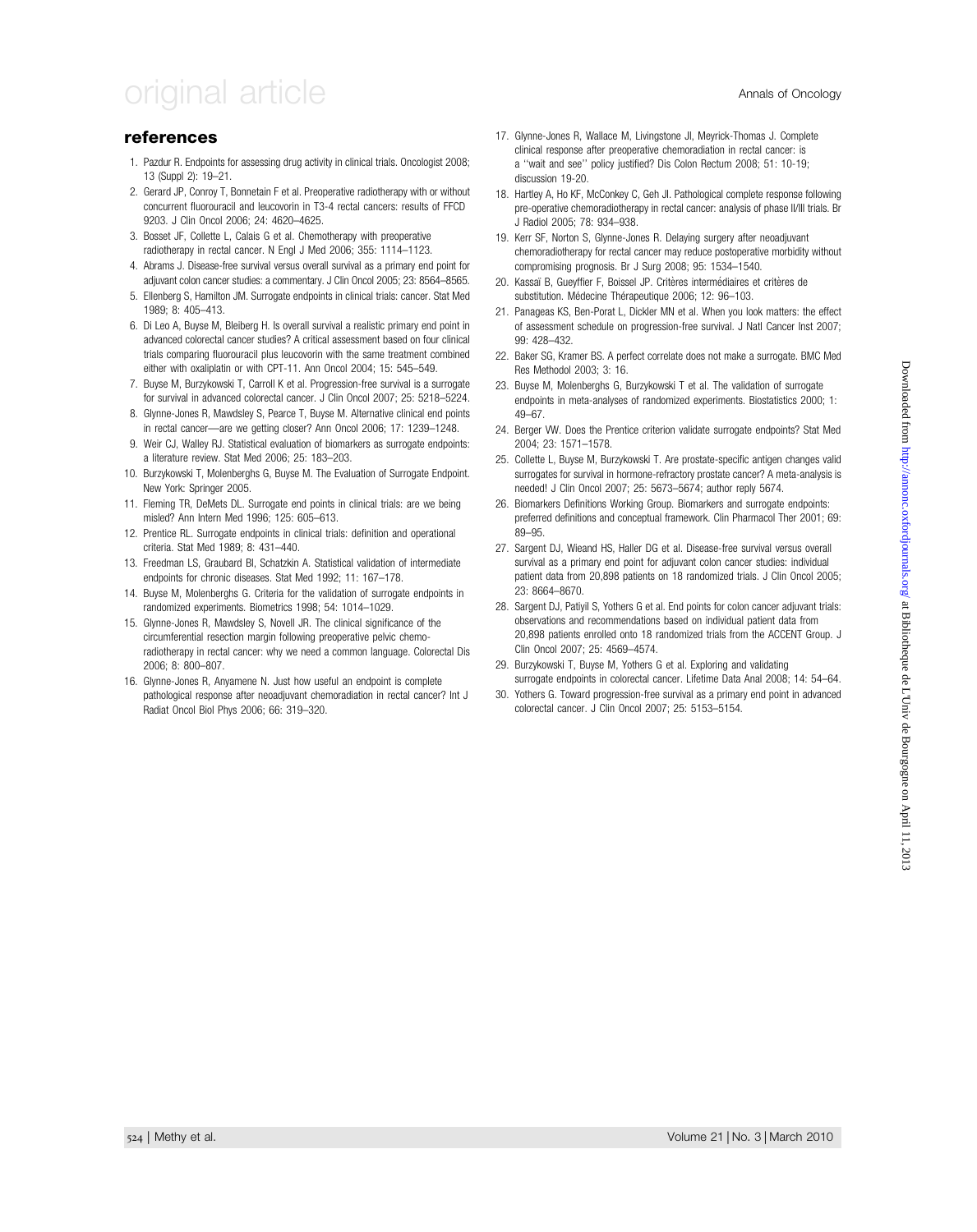## references

1. Pazdur R. Endpoints for assessing drug activity in clinical trials. Oncologist 2008; 13 (Suppl 2): 19–21.
2. Gerard JP, Conroy T, Bonnetain F et al. Preoperative radiotherapy with or without concurrent fluorouracil and leucovorin in T3-4 rectal cancers: results of FFCD 9203. J Clin Oncol 2006; 24: 4620–4625.
3. Bosset JF, Collette L, Calais G et al. Chemotherapy with preoperative radiotherapy in rectal cancer. N Engl J Med 2006; 355: 1114–1123.
4. Abrams J. Disease-free survival versus overall survival as a primary end point for adjuvant colon cancer studies: a commentary. J Clin Oncol 2005; 23: 8564–8565.
5. Ellenberg S, Hamilton JM. Surrogate endpoints in clinical trials: cancer. Stat Med 1989; 8: 405–413.
6. Di Leo A, Buyse M, Bleiberg H. Is overall survival a realistic primary end point in advanced colorectal cancer studies? A critical assessment based on four clinical trials comparing fluorouracil plus leucovorin with the same treatment combined either with oxaliplatin or with CPT-11. Ann Oncol 2004; 15: 545–549.
7. Buyse M, Burzykowski T, Carroll K et al. Progression-free survival is a surrogate for survival in advanced colorectal cancer. J Clin Oncol 2007; 25: 5218–5224.
8. Glynne-Jones R, Mawdsley S, Pearce T, Buyse M. Alternative clinical end points in rectal cancer—are we getting closer? Ann Oncol 2006; 17: 1239–1248.
9. Weir CJ, Walley RJ. Statistical evaluation of biomarkers as surrogate endpoints: a literature review. Stat Med 2006; 25: 183–203.
10. Burzykowski T, Molenberghs G, Buyse M. The Evaluation of Surrogate Endpoint. New York: Springer 2005.
11. Fleming TR, DeMets DL. Surrogate end points in clinical trials: are we being misled? Ann Intern Med 1996; 125: 605–613.
12. Prentice RL. Surrogate endpoints in clinical trials: definition and operational criteria. Stat Med 1989; 8: 431–440.
13. Freedman LS, Graubard BI, Schatzkin A. Statistical validation of intermediate endpoints for chronic diseases. Stat Med 1992; 11: 167–178.
14. Buyse M, Molenberghs G. Criteria for the validation of surrogate endpoints in randomized experiments. Biometrics 1998; 54: 1014–1029.
15. Glynne-Jones R, Mawdsley S, Novell JR. The clinical significance of the circumferential resection margin following preoperative pelvic chemo-radiotherapy in rectal cancer: why we need a common language. Colorectal Dis 2006; 8: 800–807.
16. Glynne-Jones R, Anyamene N. Just how useful an endpoint is complete pathological response after neoadjuvant chemoradiation in rectal cancer? Int J Radiat Oncol Biol Phys 2006; 66: 319–320.
17. Glynne-Jones R, Wallace M, Livingstone JI, Meyrick-Thomas J. Complete clinical response after preoperative chemoradiation in rectal cancer: is a ''wait and see'' policy justified? Dis Colon Rectum 2008; 51: 10-19; discussion 19-20.
18. Hartley A, Ho KF, McConkey C, Geh JI. Pathological complete response following pre-operative chemoradiotherapy in rectal cancer: analysis of phase II/III trials. Br J Radiol 2005; 78: 934–938.
19. Kerr SF, Norton S, Glynne-Jones R. Delaying surgery after neoadjuvant chemoradiotherapy for rectal cancer may reduce postoperative morbidity without compromising prognosis. Br J Surg 2008; 95: 1534–1540.
20. Kassaï B, Gueyffier F, Boissel JP. Critères intermédiaires et critères de substitution. Médecine Thérapeutique 2006; 12: 96–103.
21. Panageas KS, Ben-Porat L, Dickler MN et al. When you look matters: the effect of assessment schedule on progression-free survival. J Natl Cancer Inst 2007; 99: 428–432.
22. Baker SG, Kramer BS. A perfect correlate does not make a surrogate. BMC Med Res Methodol 2003; 3: 16.
23. Buyse M, Molenberghs G, Burzykowski T et al. The validation of surrogate endpoints in meta-analyses of randomized experiments. Biostatistics 2000; 1: 49–67.
24. Berger VW. Does the Prentice criterion validate surrogate endpoints? Stat Med 2004; 23: 1571–1578.
25. Collette L, Buyse M, Burzykowski T. Are prostate-specific antigen changes valid surrogates for survival in hormone-refractory prostate cancer? A meta-analysis is needed! J Clin Oncol 2007; 25: 5673–5674; author reply 5674.
26. Biomarkers Definitions Working Group. Biomarkers and surrogate endpoints: preferred definitions and conceptual framework. Clin Pharmacol Ther 2001; 69: 89–95.
27. Sargent DJ, Wieand HS, Haller DG et al. Disease-free survival versus overall survival as a primary end point for adjuvant colon cancer studies: individual patient data from 20,898 patients on 18 randomized trials. J Clin Oncol 2005; 23: 8664–8670.
28. Sargent DJ, Patiyil S, Yothers G et al. End points for colon cancer adjuvant trials: observations and recommendations based on individual patient data from 20,898 patients enrolled onto 18 randomized trials from the ACCENT Group. J Clin Oncol 2007; 25: 4569–4574.
29. Burzykowski T, Buyse M, Yothers G et al. Exploring and validating surrogate endpoints in colorectal cancer. Lifetime Data Anal 2008; 14: 54–64.
30. Yothers G. Toward progression-free survival as a primary end point in advanced colorectal cancer. J Clin Oncol 2007; 25: 5153–5154.